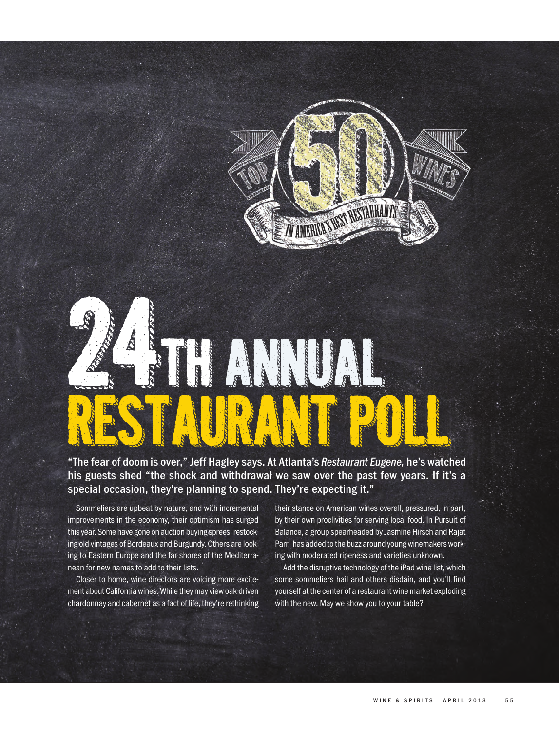Top 50 Wines in America's Best Restaurants

# 24th Annual Restaurant Poll

**"The fear of doom is over," Jeff Hagley says. At Atlanta's *Restaurant Eugene,* he's watched his guests shed "the shock and withdrawal we saw over the past few years. If it's a special occasion, they're planning to spend. They're expecting it."**

Sommeliers are upbeat by nature, and with incremental improvements in the economy, their optimism has surged this year. Some have gone on auction buying sprees, restocking old vintages of Bordeaux and Burgundy. Others are looking to Eastern Europe and the far shores of the Mediterranean for new names to add to their lists.

Closer to home, wine directors are voicing more excitement about California wines. While they may view oak-driven chardonnay and cabernet as a fact of life, they're rethinking their stance on American wines overall, pressured, in part, by their own proclivities for serving local food. In Pursuit of Balance, a group spearheaded by Jasmine Hirsch and Rajat Parr, has added to the buzz around young winemakers working with moderated ripeness and varieties unknown.

Add the disruptive technology of the iPad wine list, which some sommeliers hail and others disdain, and you'll find yourself at the center of a restaurant wine market exploding with the new. May we show you to your table?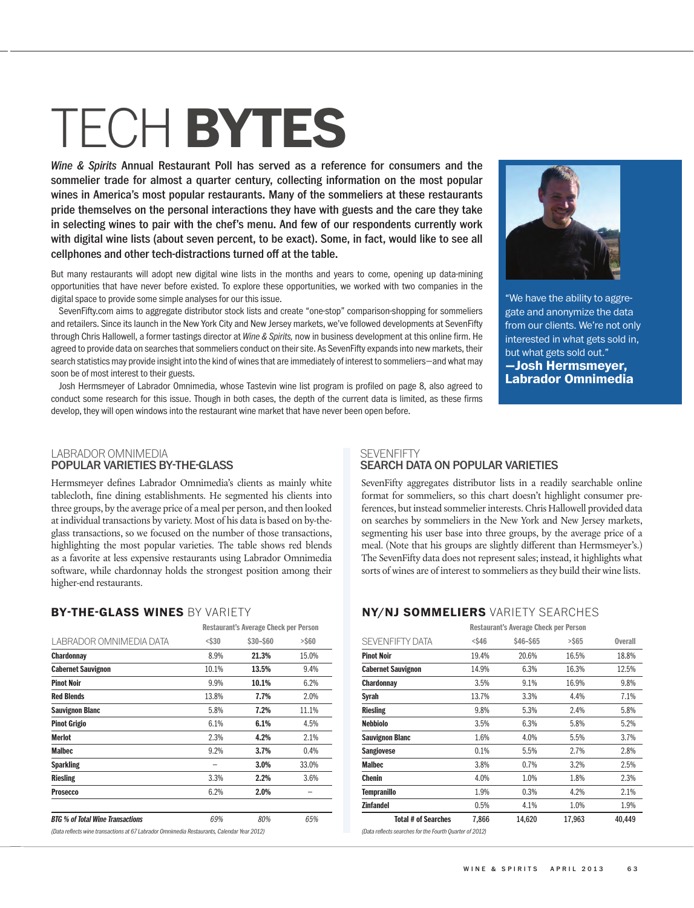# TECH **BYTES**

***Wine & Spirits*** **Annual Restaurant Poll has served as a reference for consumers and the sommelier trade for almost a quarter century, collecting information on the most popular wines in America's most popular restaurants. Many of the sommeliers at these restaurants pride themselves on the personal interactions they have with guests and the care they take in selecting wines to pair with the chef's menu. And few of our respondents currently work with digital wine lists (about seven percent, to be exact). Some, in fact, would like to see all cellphones and other tech-distractions turned off at the table.**

But many restaurants will adopt new digital wine lists in the months and years to come, opening up data-mining opportunities that have never before existed. To explore these opportunities, we worked with two companies in the digital space to provide some simple analyses for our this issue.

SevenFifty.com aims to aggregate distributor stock lists and create "one-stop" comparison-shopping for sommeliers and retailers. Since its launch in the New York City and New Jersey markets, we've followed developments at SevenFifty through Chris Hallowell, a former tastings director at *Wine & Spirits,* now in business development at this online firm. He agreed to provide data on searches that sommeliers conduct on their site. As SevenFifty expands into new markets, their search statistics may provide insight into the kind of wines that are immediately of interest to sommeliers—and what may soon be of most interest to their guests.

Josh Hermsmeyer of Labrador Omnimedia, whose Tastevin wine list program is profiled on page 8, also agreed to conduct some research for this issue. Though in both cases, the depth of the current data is limited, as these firms develop, they will open windows into the restaurant wine market that have never been open before.

"We have the ability to aggregate and anonymize the data from our clients. We're not only interested in what gets sold in, but what gets sold out."
**—Josh Hermsmeyer, Labrador Omnimedia**

## LABRADOR OMNIMEDIA
### POPULAR VARIETIES BY-THE-GLASS

Hermsmeyer defines Labrador Omnimedia's clients as mainly white tablecloth, fine dining establishments. He segmented his clients into three groups, by the average price of a meal per person, and then looked at individual transactions by variety. Most of his data is based on by-the-glass transactions, so we focused on the number of those transactions, highlighting the most popular varieties. The table shows red blends as a favorite at less expensive restaurants using Labrador Omnimedia software, while chardonnay holds the strongest position among their higher-end restaurants.

**BY-THE-GLASS WINES** BY VARIETY

| | Restaurant's Average Check per Person | | |
|---|---|---|---|
| LABRADOR OMNIMEDIA DATA | <$30 | $30–$60 | >$60 |
| **Chardonnay** | 8.9% | **21.3%** | 15.0% |
| **Cabernet Sauvignon** | 10.1% | **13.5%** | 9.4% |
| **Pinot Noir** | 9.9% | **10.1%** | 6.2% |
| **Red Blends** | 13.8% | **7.7%** | 2.0% |
| **Sauvignon Blanc** | 5.8% | **7.2%** | 11.1% |
| **Pinot Grigio** | 6.1% | **6.1%** | 4.5% |
| **Merlot** | 2.3% | **4.2%** | 2.1% |
| **Malbec** | 9.2% | **3.7%** | 0.4% |
| **Sparkling** | – | **3.0%** | 33.0% |
| **Riesling** | 3.3% | **2.2%** | 3.6% |
| **Prosecco** | 6.2% | **2.0%** | – |
| ***BTG % of Total Wine Transactions*** | *69%* | *80%* | *65%* |

*(Data reflects wine transactions at 67 Labrador Omnimedia Restaurants, Calendar Year 2012)*

## SEVENFIFTY
### SEARCH DATA ON POPULAR VARIETIES

SevenFifty aggregates distributor lists in a readily searchable online format for sommeliers, so this chart doesn't highlight consumer preferences, but instead sommelier interests. Chris Hallowell provided data on searches by sommeliers in the New York and New Jersey markets, segmenting his user base into three groups, by the average price of a meal. (Note that his groups are slightly different than Hermsmeyer's.) The SevenFifty data does not represent sales; instead, it highlights what sorts of wines are of interest to sommeliers as they build their wine lists.

**NY/NJ SOMMELIERS** VARIETY SEARCHES

| | Restaurant's Average Check per Person | | | |
|---|---|---|---|---|
| SEVENFIFTY DATA | <$46 | $46–$65 | >$65 | Overall |
| **Pinot Noir** | 19.4% | 20.6% | 16.5% | 18.8% |
| **Cabernet Sauvignon** | 14.9% | 6.3% | 16.3% | 12.5% |
| **Chardonnay** | 3.5% | 9.1% | 16.9% | 9.8% |
| **Syrah** | 13.7% | 3.3% | 4.4% | 7.1% |
| **Riesling** | 9.8% | 5.3% | 2.4% | 5.8% |
| **Nebbiolo** | 3.5% | 6.3% | 5.8% | 5.2% |
| **Sauvignon Blanc** | 1.6% | 4.0% | 5.5% | 3.7% |
| **Sangiovese** | 0.1% | 5.5% | 2.7% | 2.8% |
| **Malbec** | 3.8% | 0.7% | 3.2% | 2.5% |
| **Chenin** | 4.0% | 1.0% | 1.8% | 2.3% |
| **Tempranillo** | 1.9% | 0.3% | 4.2% | 2.1% |
| **Zinfandel** | 0.5% | 4.1% | 1.0% | 1.9% |
| **Total # of Searches** | **7,866** | **14,620** | **17,963** | **40,449** |

*(Data reflects searches for the Fourth Quarter of 2012)*